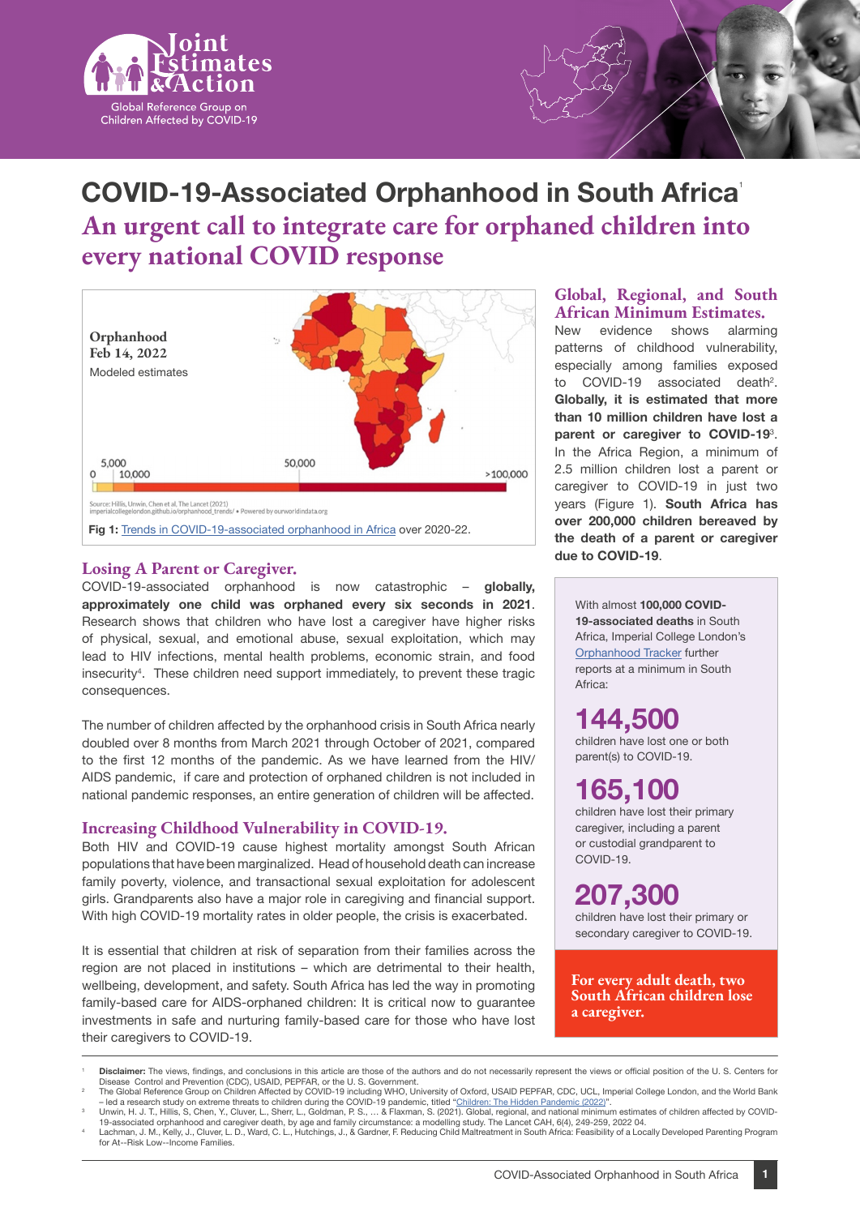# COVID-19-Associated Orphanhood in South Africa[1]

## An urgent call to integrate care for orphaned children into every national COVID response

Fig 1: [Trends in COVID-19-associated orphanhood in Africa](imperialcollegelondon.github.io/orphanhood_trends/) over 2020-22.

### Losing A Parent or Caregiver.

COVID-19-associated orphanhood is now catastrophic – **globally, approximately one child was orphaned every six seconds in 2021**. Research shows that children who have lost a caregiver have higher risks of physical, sexual, and emotional abuse, sexual exploitation, which may lead to HIV infections, mental health problems, economic strain, and food insecurity[4]. These children need support immediately, to prevent these tragic consequences.

The number of children affected by the orphanhood crisis in South Africa nearly doubled over 8 months from March 2021 through October of 2021, compared to the first 12 months of the pandemic. As we have learned from the HIV/AIDS pandemic, if care and protection of orphaned children is not included in national pandemic responses, an entire generation of children will be affected.

### Increasing Childhood Vulnerability in COVID-19.

Both HIV and COVID-19 cause highest mortality amongst South African populations that have been marginalized. Head of household death can increase family poverty, violence, and transactional sexual exploitation for adolescent girls. Grandparents also have a major role in caregiving and financial support. With high COVID-19 mortality rates in older people, the crisis is exacerbated.

It is essential that children at risk of separation from their families across the region are not placed in institutions – which are detrimental to their health, wellbeing, development, and safety. South Africa has led the way in promoting family-based care for AIDS-orphaned children: It is critical now to guarantee investments in safe and nurturing family-based care for those who have lost their caregivers to COVID-19.

### Global, Regional, and South African Minimum Estimates.

New evidence shows alarming patterns of childhood vulnerability, especially among families exposed to COVID-19 associated death[2]. **Globally, it is estimated that more than 10 million children have lost a parent or caregiver to COVID-19**[3]. In the Africa Region, a minimum of 2.5 million children lost a parent or caregiver to COVID-19 in just two years (Figure 1). **South Africa has over 200,000 children bereaved by the death of a parent or caregiver due to COVID-19**.

With almost **100,000 COVID-19-associated deaths** in South Africa, Imperial College London's [Orphanhood Tracker](imperialcollegelondon.github.io/orphanhood_trends/) further reports at a minimum in South Africa:

**144,500**
children have lost one or both parent(s) to COVID-19.

**165,100**
children have lost their primary caregiver, including a parent or custodial grandparent to COVID-19.

**207,300**
children have lost their primary or secondary caregiver to COVID-19.

**For every adult death, two South African children lose a caregiver.**

---

[1] **Disclaimer:** The views, findings, and conclusions in this article are those of the authors and do not necessarily represent the views or official position of the U. S. Centers for Disease Control and Prevention (CDC), USAID, PEPFAR, or the U. S. Government.

[2] The Global Reference Group on Children Affected by COVID-19 including WHO, University of Oxford, USAID PEPFAR, CDC, UCL, Imperial College London, and the World Bank – led a research study on extreme threats to children during the COVID-19 pandemic, titled "Children: The Hidden Pandemic (2022)".

[3] Unwin, H. J. T., Hillis, S, Chen, Y., Cluver, L., Sherr, L., Goldman, P. S., ... & Flaxman, S. (2021). Global, regional, and national minimum estimates of children affected by COVID-19-associated orphanhood and caregiver death, by age and family circumstance: a modelling study. The Lancet CAH, 6(4), 249-259, 2022 04.

[4] Lachman, J. M., Kelly, J., Cluver, L. D., Ward, C. L., Hutchings, J., & Gardner, F. Reducing Child Maltreatment in South Africa: Feasibility of a Locally Developed Parenting Program for At--Risk Low--Income Families.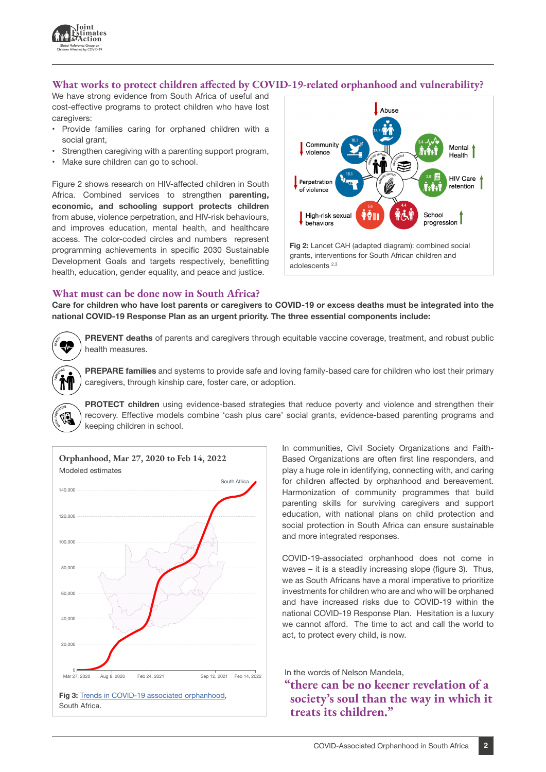## What works to protect children affected by COVID-19-related orphanhood and vulnerability?

We have strong evidence from South Africa of useful and cost-effective programs to protect children who have lost caregivers:

- Provide families caring for orphaned children with a social grant,
- Strengthen caregiving with a parenting support program,
- Make sure children can go to school.

Figure 2 shows research on HIV-affected children in South Africa. Combined services to strengthen **parenting, economic, and schooling support protects children** from abuse, violence perpetration, and HIV-risk behaviours, and improves education, mental health, and healthcare access. The color-coded circles and numbers represent programming achievements in specific 2030 Sustainable Development Goals and targets respectively, benefitting health, education, gender equality, and peace and justice.

Abuse

16.2

Community violence

16.1

Mental Health

3.4

Perpetration of violence

16.1

HIV Care retention

3.8

High-risk sexual behaviors

5.6

School progression

4.4

**Fig 2:** Lancet CAH (adapted diagram): combined social grants, interventions for South African children and adolescents [2,3]

## What must can be done now in South Africa?

**Care for children who have lost parents or caregivers to COVID-19 or excess deaths must be integrated into the national COVID-19 Response Plan as an urgent priority. The three essential components include:**

**PREVENT deaths** of parents and caregivers through equitable vaccine coverage, treatment, and robust public health measures.

**PREPARE families** and systems to provide safe and loving family-based care for children who lost their primary caregivers, through kinship care, foster care, or adoption.

**PROTECT children** using evidence-based strategies that reduce poverty and violence and strengthen their recovery. Effective models combine 'cash plus care' social grants, evidence-based parenting programs and keeping children in school.

**Orphanhood, Mar 27, 2020 to Feb 14, 2022**

Modeled estimates

South Africa

140,000
120,000
100,000
80,000
60,000
40,000
20,000
0

Mar 27, 2020
Aug 8, 2020
Feb 24, 2021
Sep 12, 2021
Feb 14, 2022

**Fig 3:** Trends in COVID-19 associated orphanhood, South Africa.

In communities, Civil Society Organizations and Faith-Based Organizations are often first line responders, and play a huge role in identifying, connecting with, and caring for children affected by orphanhood and bereavement. Harmonization of community programmes that build parenting skills for surviving caregivers and support education, with national plans on child protection and social protection in South Africa can ensure sustainable and more integrated responses.

COVID-19-associated orphanhood does not come in waves – it is a steadily increasing slope (figure 3). Thus, we as South Africans have a moral imperative to prioritize investments for children who are and who will be orphaned and have increased risks due to COVID-19 within the national COVID-19 Response Plan. Hesitation is a luxury we cannot afford. The time to act and call the world to act, to protect every child, is now.

In the words of Nelson Mandela,

**"there can be no keener revelation of a society's soul than the way in which it treats its children."**